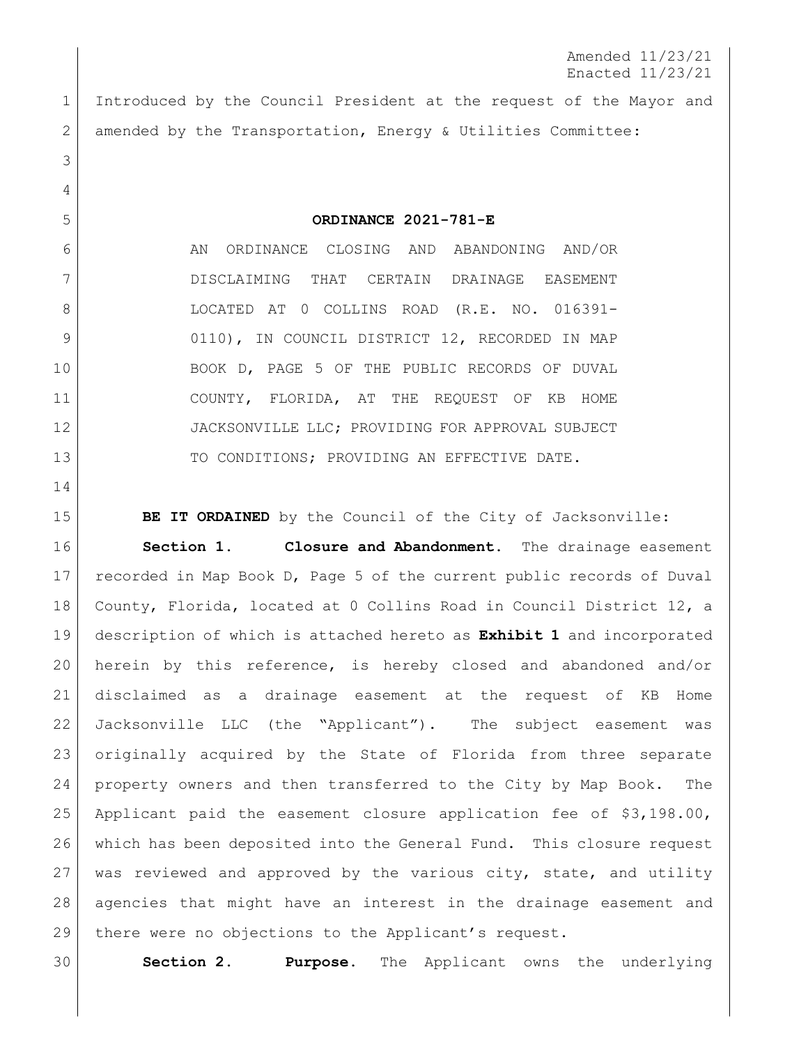Amended 11/23/21
Enacted 11/23/21

Introduced by the Council President at the request of the Mayor and amended by the Transportation, Energy & Utilities Committee:

**ORDINANCE 2021-781-E**

AN ORDINANCE CLOSING AND ABANDONING AND/OR DISCLAIMING THAT CERTAIN DRAINAGE EASEMENT LOCATED AT 0 COLLINS ROAD (R.E. NO. 016391-0110), IN COUNCIL DISTRICT 12, RECORDED IN MAP BOOK D, PAGE 5 OF THE PUBLIC RECORDS OF DUVAL COUNTY, FLORIDA, AT THE REQUEST OF KB HOME JACKSONVILLE LLC; PROVIDING FOR APPROVAL SUBJECT TO CONDITIONS; PROVIDING AN EFFECTIVE DATE.

**BE IT ORDAINED** by the Council of the City of Jacksonville:

**Section 1. Closure and Abandonment.** The drainage easement recorded in Map Book D, Page 5 of the current public records of Duval County, Florida, located at 0 Collins Road in Council District 12, a description of which is attached hereto as **Exhibit 1** and incorporated herein by this reference, is hereby closed and abandoned and/or disclaimed as a drainage easement at the request of KB Home Jacksonville LLC (the "Applicant"). The subject easement was originally acquired by the State of Florida from three separate property owners and then transferred to the City by Map Book. The Applicant paid the easement closure application fee of $3,198.00, which has been deposited into the General Fund. This closure request was reviewed and approved by the various city, state, and utility agencies that might have an interest in the drainage easement and there were no objections to the Applicant's request.

**Section 2. Purpose.** The Applicant owns the underlying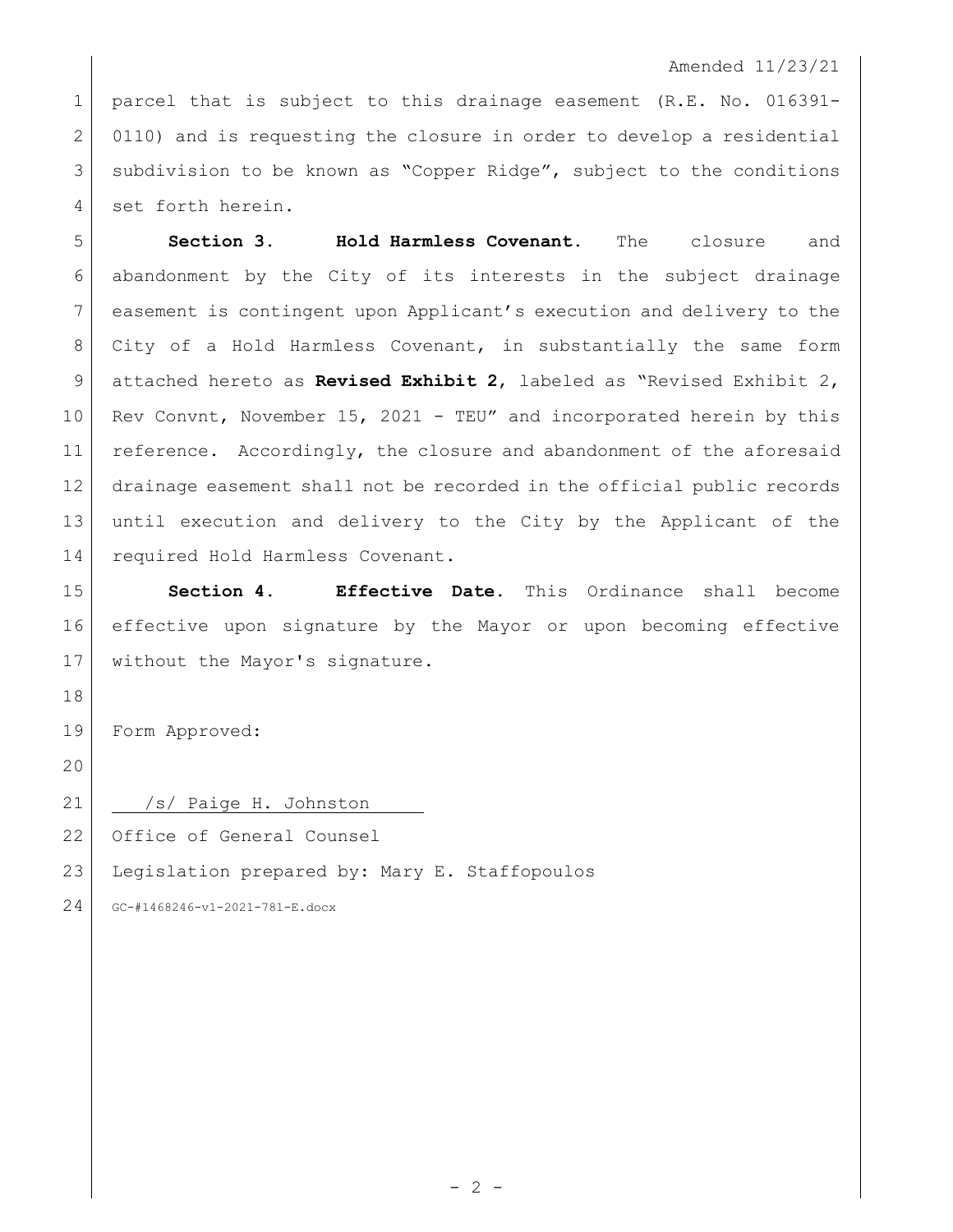Amended 11/23/21

parcel that is subject to this drainage easement (R.E. No. 016391-0110) and is requesting the closure in order to develop a residential subdivision to be known as "Copper Ridge", subject to the conditions set forth herein.

**Section 3. Hold Harmless Covenant.** The closure and abandonment by the City of its interests in the subject drainage easement is contingent upon Applicant's execution and delivery to the City of a Hold Harmless Covenant, in substantially the same form attached hereto as **Revised Exhibit 2**, labeled as "Revised Exhibit 2, Rev Convnt, November 15, 2021 - TEU" and incorporated herein by this reference. Accordingly, the closure and abandonment of the aforesaid drainage easement shall not be recorded in the official public records until execution and delivery to the City by the Applicant of the required Hold Harmless Covenant.

**Section 4. Effective Date.** This Ordinance shall become effective upon signature by the Mayor or upon becoming effective without the Mayor's signature.

Form Approved:

/s/ Paige H. Johnston

Office of General Counsel

Legislation prepared by: Mary E. Staffopoulos

GC-#1468246-v1-2021-781-E.docx